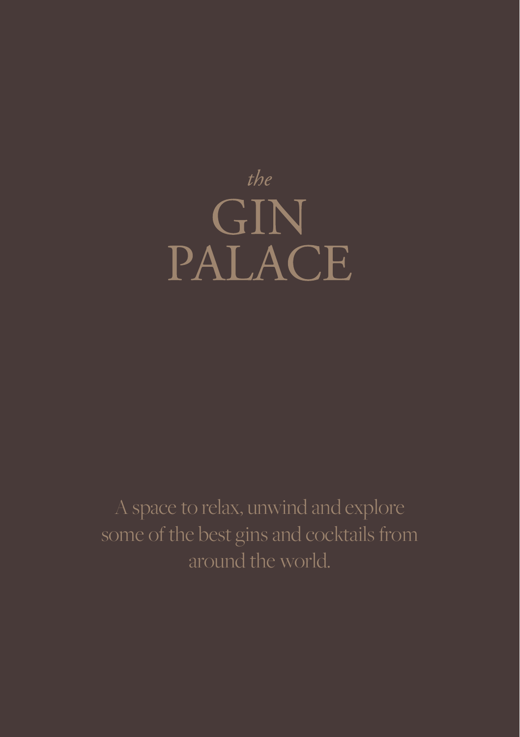*the*

# GIN PALACE

A space to relax, unwind and explore some of the best gins and cocktails from around the world.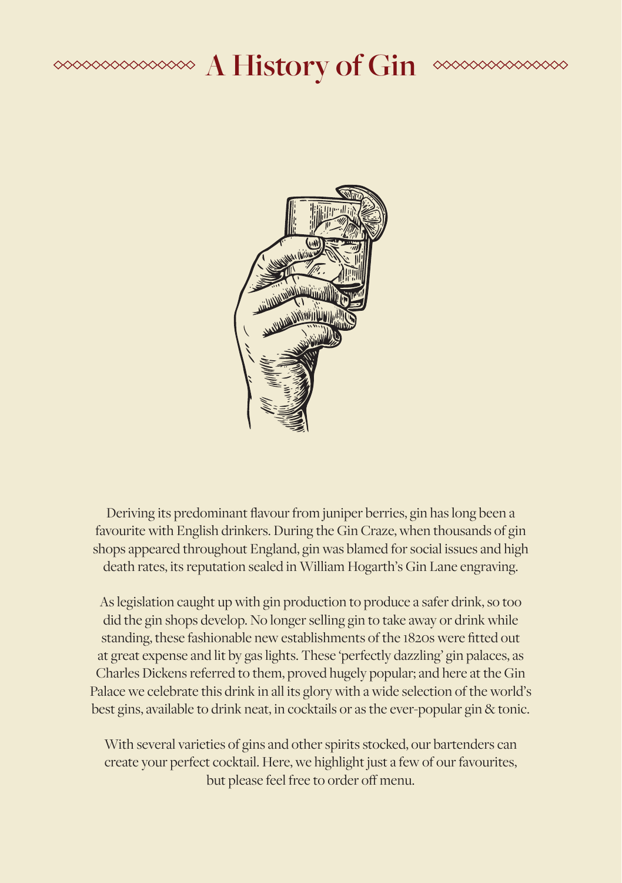# A History of Gin

Deriving its predominant flavour from juniper berries, gin has long been a favourite with English drinkers. During the Gin Craze, when thousands of gin shops appeared throughout England, gin was blamed for social issues and high death rates, its reputation sealed in William Hogarth's Gin Lane engraving.

As legislation caught up with gin production to produce a safer drink, so too did the gin shops develop. No longer selling gin to take away or drink while standing, these fashionable new establishments of the 1820s were fitted out at great expense and lit by gas lights. These 'perfectly dazzling' gin palaces, as Charles Dickens referred to them, proved hugely popular; and here at the Gin Palace we celebrate this drink in all its glory with a wide selection of the world's best gins, available to drink neat, in cocktails or as the ever-popular gin & tonic.

With several varieties of gins and other spirits stocked, our bartenders can create your perfect cocktail. Here, we highlight just a few of our favourites, but please feel free to order off menu.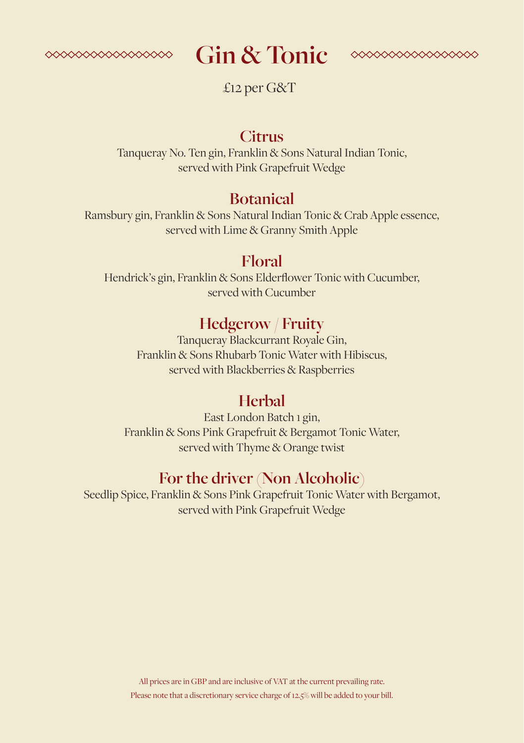# Gin & Tonic

£12 per G&T

## Citrus

Tanqueray No. Ten gin, Franklin & Sons Natural Indian Tonic,
served with Pink Grapefruit Wedge

## Botanical

Ramsbury gin, Franklin & Sons Natural Indian Tonic & Crab Apple essence,
served with Lime & Granny Smith Apple

## Floral

Hendrick's gin, Franklin & Sons Elderflower Tonic with Cucumber,
served with Cucumber

## Hedgerow / Fruity

Tanqueray Blackcurrant Royale Gin,
Franklin & Sons Rhubarb Tonic Water with Hibiscus,
served with Blackberries & Raspberries

## Herbal

East London Batch 1 gin,
Franklin & Sons Pink Grapefruit & Bergamot Tonic Water,
served with Thyme & Orange twist

## For the driver (Non Alcoholic)

Seedlip Spice, Franklin & Sons Pink Grapefruit Tonic Water with Bergamot,
served with Pink Grapefruit Wedge

All prices are in GBP and are inclusive of VAT at the current prevailing rate.
Please note that a discretionary service charge of 12.5% will be added to your bill.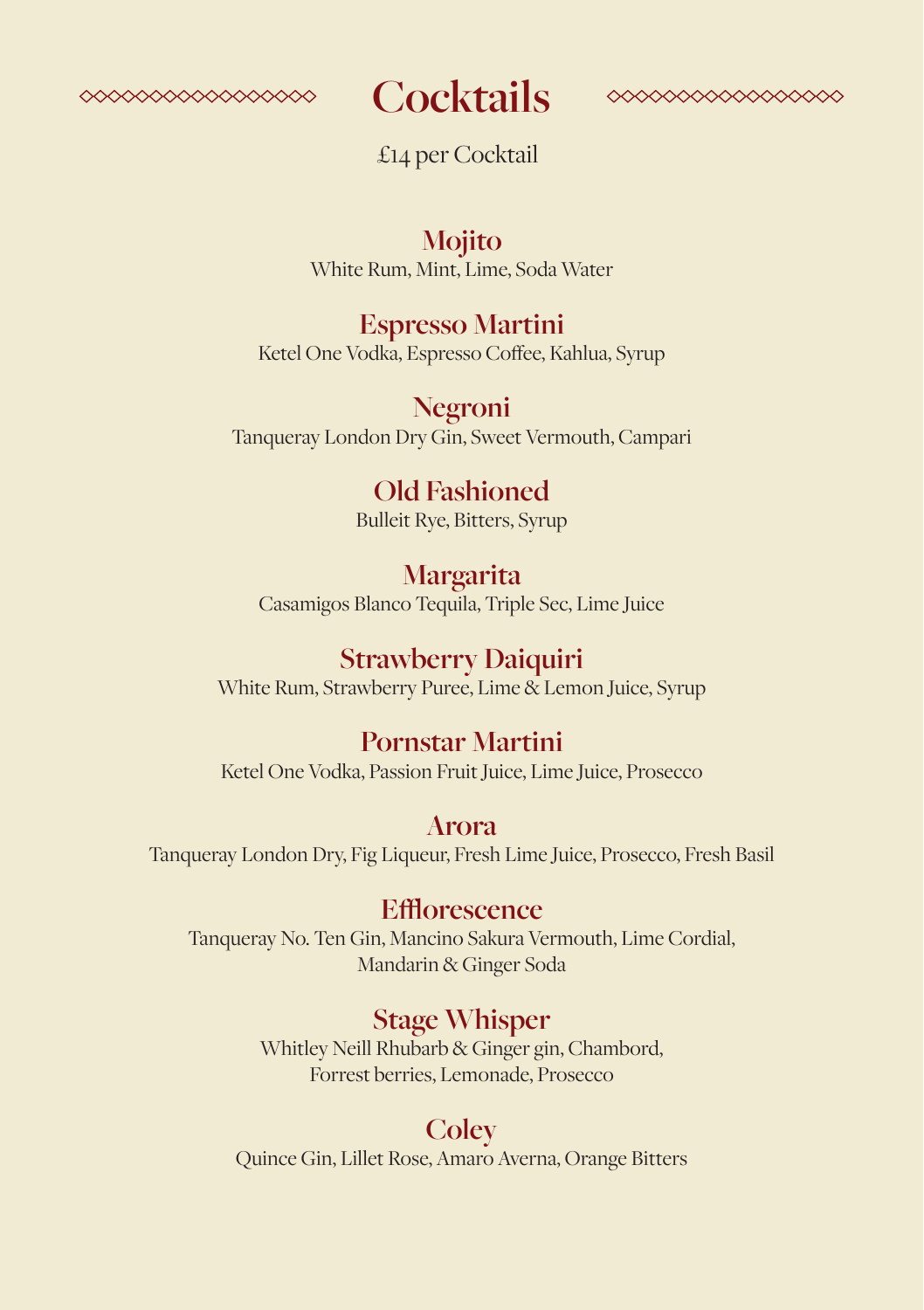# Cocktails

£14 per Cocktail

## Mojito

White Rum, Mint, Lime, Soda Water

## Espresso Martini

Ketel One Vodka, Espresso Coffee, Kahlua, Syrup

## Negroni

Tanqueray London Dry Gin, Sweet Vermouth, Campari

## Old Fashioned

Bulleit Rye, Bitters, Syrup

## Margarita

Casamigos Blanco Tequila, Triple Sec, Lime Juice

## Strawberry Daiquiri

White Rum, Strawberry Puree, Lime & Lemon Juice, Syrup

## Pornstar Martini

Ketel One Vodka, Passion Fruit Juice, Lime Juice, Prosecco

## Arora

Tanqueray London Dry, Fig Liqueur, Fresh Lime Juice, Prosecco, Fresh Basil

## Efflorescence

Tanqueray No. Ten Gin, Mancino Sakura Vermouth, Lime Cordial, Mandarin & Ginger Soda

## Stage Whisper

Whitley Neill Rhubarb & Ginger gin, Chambord, Forrest berries, Lemonade, Prosecco

## Coley

Quince Gin, Lillet Rose, Amaro Averna, Orange Bitters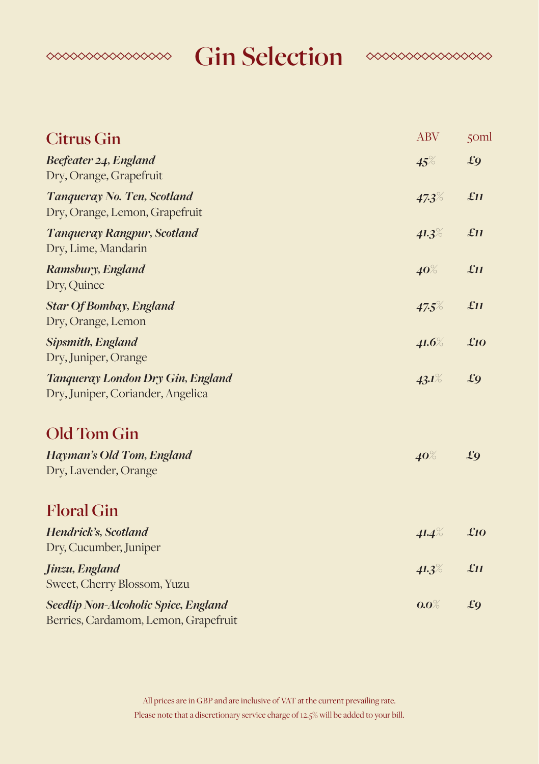# Gin Selection

## Citrus Gin

| | ABV | 50ml |
|---|---|---|
| ***Beefeater 24, England***<br>Dry, Orange, Grapefruit | *45%* | *£9* |
| ***Tanqueray No. Ten, Scotland***<br>Dry, Orange, Lemon, Grapefruit | *47.3%* | *£11* |
| ***Tanqueray Rangpur, Scotland***<br>Dry, Lime, Mandarin | *41.3%* | *£11* |
| ***Ramsbury, England***<br>Dry, Quince | *40%* | *£11* |
| ***Star Of Bombay, England***<br>Dry, Orange, Lemon | *47.5%* | *£11* |
| ***Sipsmith, England***<br>Dry, Juniper, Orange | *41.6%* | *£10* |
| ***Tanqueray London Dry Gin, England***<br>Dry, Juniper, Coriander, Angelica | *43.1%* | *£9* |

## Old Tom Gin

| | ABV | 50ml |
|---|---|---|
| ***Hayman's Old Tom, England***<br>Dry, Lavender, Orange | *40%* | *£9* |

## Floral Gin

| | ABV | 50ml |
|---|---|---|
| ***Hendrick's, Scotland***<br>Dry, Cucumber, Juniper | *41.4%* | *£10* |
| ***Jinzu, England***<br>Sweet, Cherry Blossom, Yuzu | *41.3%* | *£11* |
| ***Seedlip Non-Alcoholic Spice, England***<br>Berries, Cardamom, Lemon, Grapefruit | *0.0%* | *£9* |

All prices are in GBP and are inclusive of VAT at the current prevailing rate.
Please note that a discretionary service charge of 12.5% will be added to your bill.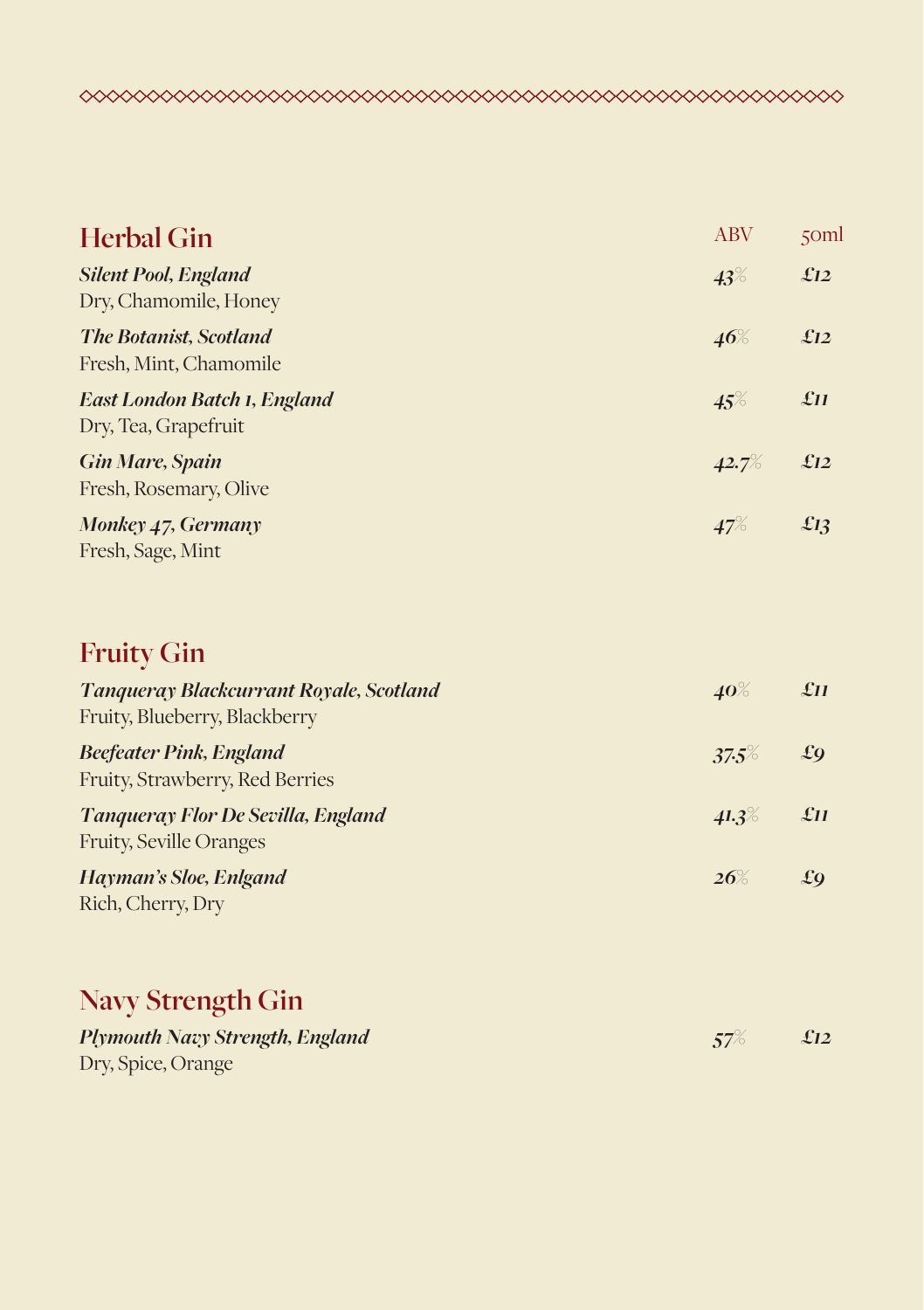## Herbal Gin

| | ABV | 50ml |
|---|---|---|
| ***Silent Pool, England***<br>Dry, Chamomile, Honey | *43%* | *£12* |
| ***The Botanist, Scotland***<br>Fresh, Mint, Chamomile | *46%* | *£12* |
| ***East London Batch 1, England***<br>Dry, Tea, Grapefruit | *45%* | *£11* |
| ***Gin Mare, Spain***<br>Fresh, Rosemary, Olive | *42.7%* | *£12* |
| ***Monkey 47, Germany***<br>Fresh, Sage, Mint | *47%* | *£13* |

## Fruity Gin

| | ABV | 50ml |
|---|---|---|
| ***Tanqueray Blackcurrant Royale, Scotland***<br>Fruity, Blueberry, Blackberry | *40%* | *£11* |
| ***Beefeater Pink, England***<br>Fruity, Strawberry, Red Berries | *37.5%* | *£9* |
| ***Tanqueray Flor De Sevilla, England***<br>Fruity, Seville Oranges | *41.3%* | *£11* |
| ***Hayman's Sloe, Enlgand***<br>Rich, Cherry, Dry | *26%* | *£9* |

## Navy Strength Gin

| | ABV | 50ml |
|---|---|---|
| ***Plymouth Navy Strength, England***<br>Dry, Spice, Orange | *57%* | *£12* |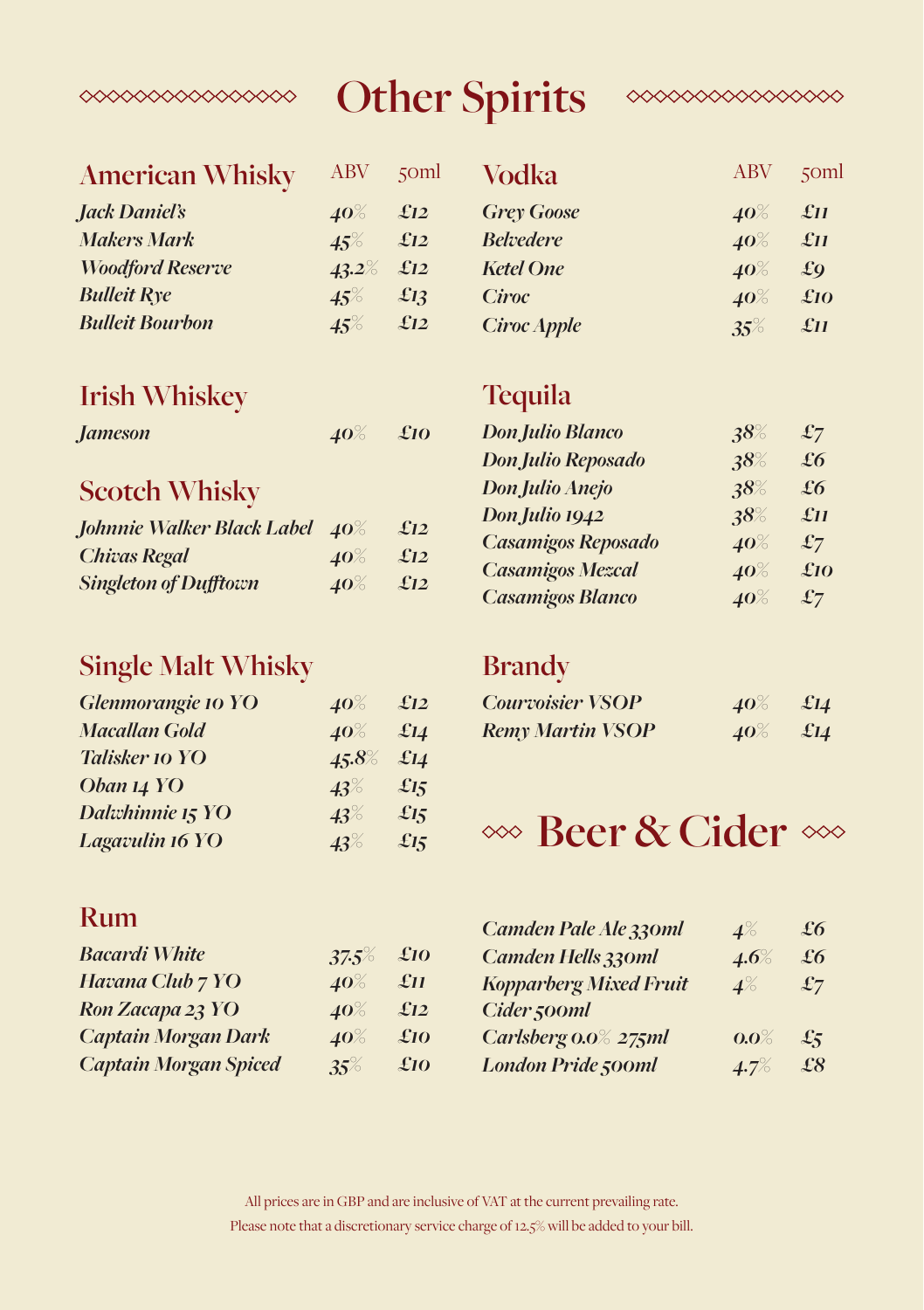# Other Spirits

## American Whisky

| American Whisky | ABV | 50ml |
|---|---|---|
| *Jack Daniel's* | 40% | £12 |
| *Makers Mark* | 45% | £12 |
| *Woodford Reserve* | 43.2% | £12 |
| *Bulleit Rye* | 45% | £13 |
| *Bulleit Bourbon* | 45% | £12 |

## Irish Whiskey

| Irish Whiskey | ABV | 50ml |
|---|---|---|
| *Jameson* | 40% | £10 |

## Scotch Whisky

| Scotch Whisky | ABV | 50ml |
|---|---|---|
| *Johnnie Walker Black Label* | 40% | £12 |
| *Chivas Regal* | 40% | £12 |
| *Singleton of Dufftown* | 40% | £12 |

## Single Malt Whisky

| Single Malt Whisky | ABV | 50ml |
|---|---|---|
| *Glenmorangie 10 YO* | 40% | £12 |
| *Macallan Gold* | 40% | £14 |
| *Talisker 10 YO* | 45.8% | £14 |
| *Oban 14 YO* | 43% | £15 |
| *Dalwhinnie 15 YO* | 43% | £15 |
| *Lagavulin 16 YO* | 43% | £15 |

## Rum

| Rum | ABV | 50ml |
|---|---|---|
| *Bacardi White* | 37.5% | £10 |
| *Havana Club 7 YO* | 40% | £11 |
| *Ron Zacapa 23 YO* | 40% | £12 |
| *Captain Morgan Dark* | 40% | £10 |
| *Captain Morgan Spiced* | 35% | £10 |

## Vodka

| Vodka | ABV | 50ml |
|---|---|---|
| *Grey Goose* | 40% | £11 |
| *Belvedere* | 40% | £11 |
| *Ketel One* | 40% | £9 |
| *Ciroc* | 40% | £10 |
| *Ciroc Apple* | 35% | £11 |

## Tequila

| Tequila | ABV | 50ml |
|---|---|---|
| *Don Julio Blanco* | 38% | £7 |
| *Don Julio Reposado* | 38% | £6 |
| *Don Julio Anejo* | 38% | £6 |
| *Don Julio 1942* | 38% | £11 |
| *Casamigos Reposado* | 40% | £7 |
| *Casamigos Mezcal* | 40% | £10 |
| *Casamigos Blanco* | 40% | £7 |

## Brandy

| Brandy | ABV | 50ml |
|---|---|---|
| *Courvoisier VSOP* | 40% | £14 |
| *Remy Martin VSOP* | 40% | £14 |

# Beer & Cider

| Beer & Cider | ABV | Price |
|---|---|---|
| *Camden Pale Ale 330ml* | 4% | £6 |
| *Camden Hells 330ml* | 4.6% | £6 |
| *Kopparberg Mixed Fruit Cider 500ml* | 4% | £7 |
| *Carlsberg 0.0% 275ml* | 0.0% | £5 |
| *London Pride 500ml* | 4.7% | £8 |

All prices are in GBP and are inclusive of VAT at the current prevailing rate.
Please note that a discretionary service charge of 12.5% will be added to your bill.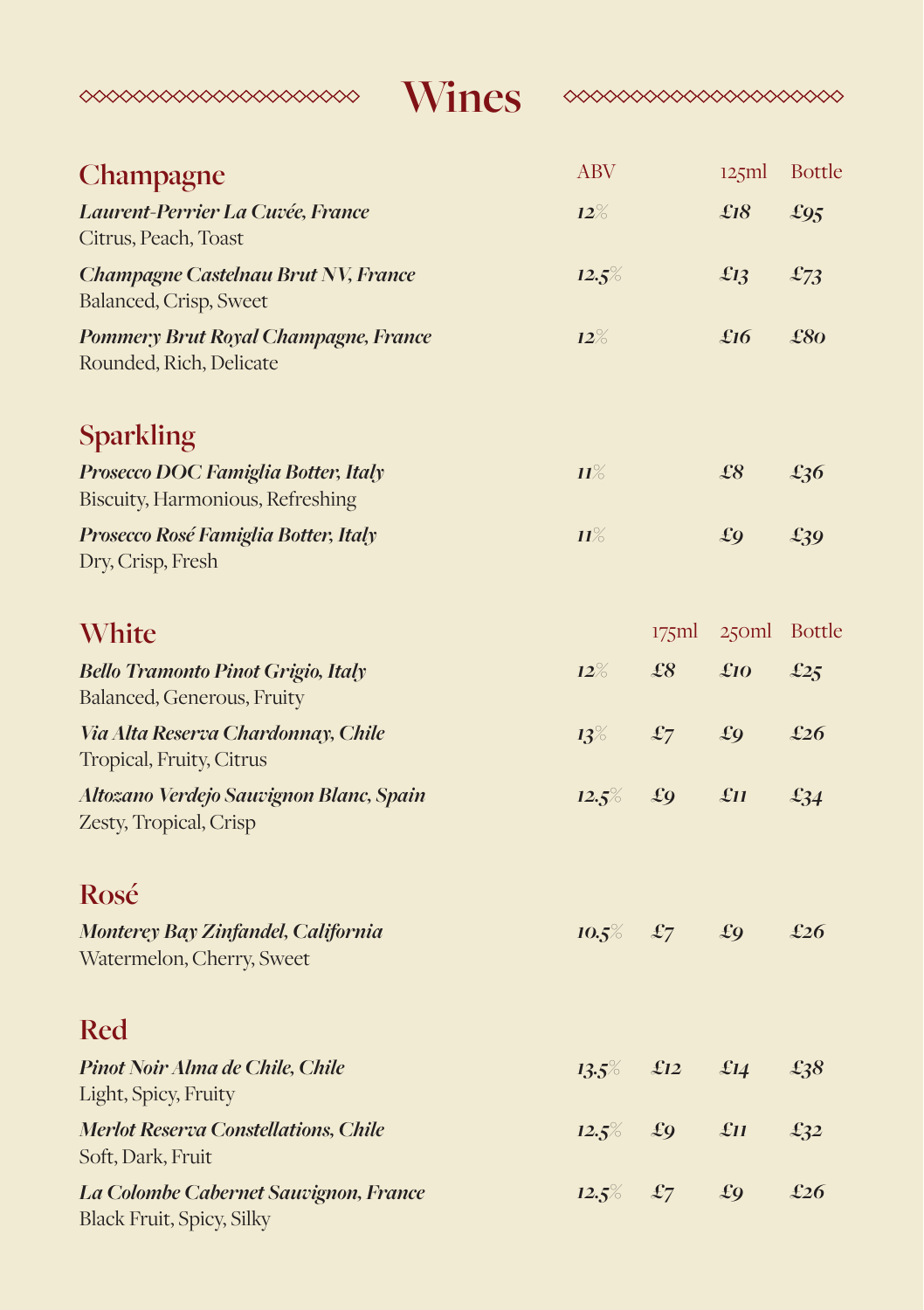# Wines

## Champagne

| | ABV | | 125ml | Bottle |
|---|---|---|---|---|
| ***Laurent-Perrier La Cuvée, France***<br>Citrus, Peach, Toast | *12%* | | *£18* | *£95* |
| ***Champagne Castelnau Brut NV, France***<br>Balanced, Crisp, Sweet | *12.5%* | | *£13* | *£73* |
| ***Pommery Brut Royal Champagne, France***<br>Rounded, Rich, Delicate | *12%* | | *£16* | *£80* |

## Sparkling

| | ABV | | 125ml | Bottle |
|---|---|---|---|---|
| ***Prosecco DOC Famiglia Botter, Italy***<br>Biscuity, Harmonious, Refreshing | *11%* | | *£8* | *£36* |
| ***Prosecco Rosé Famiglia Botter, Italy***<br>Dry, Crisp, Fresh | *11%* | | *£9* | *£39* |

## White

| | ABV | 175ml | 250ml | Bottle |
|---|---|---|---|---|
| ***Bello Tramonto Pinot Grigio, Italy***<br>Balanced, Generous, Fruity | *12%* | *£8* | *£10* | *£25* |
| ***Via Alta Reserva Chardonnay, Chile***<br>Tropical, Fruity, Citrus | *13%* | *£7* | *£9* | *£26* |
| ***Altozano Verdejo Sauvignon Blanc, Spain***<br>Zesty, Tropical, Crisp | *12.5%* | *£9* | *£11* | *£34* |

## Rosé

| | ABV | 175ml | 250ml | Bottle |
|---|---|---|---|---|
| ***Monterey Bay Zinfandel, California***<br>Watermelon, Cherry, Sweet | *10.5%* | *£7* | *£9* | *£26* |

## Red

| | ABV | 175ml | 250ml | Bottle |
|---|---|---|---|---|
| ***Pinot Noir Alma de Chile, Chile***<br>Light, Spicy, Fruity | *13.5%* | *£12* | *£14* | *£38* |
| ***Merlot Reserva Constellations, Chile***<br>Soft, Dark, Fruit | *12.5%* | *£9* | *£11* | *£32* |
| ***La Colombe Cabernet Sauvignon, France***<br>Black Fruit, Spicy, Silky | *12.5%* | *£7* | *£9* | *£26* |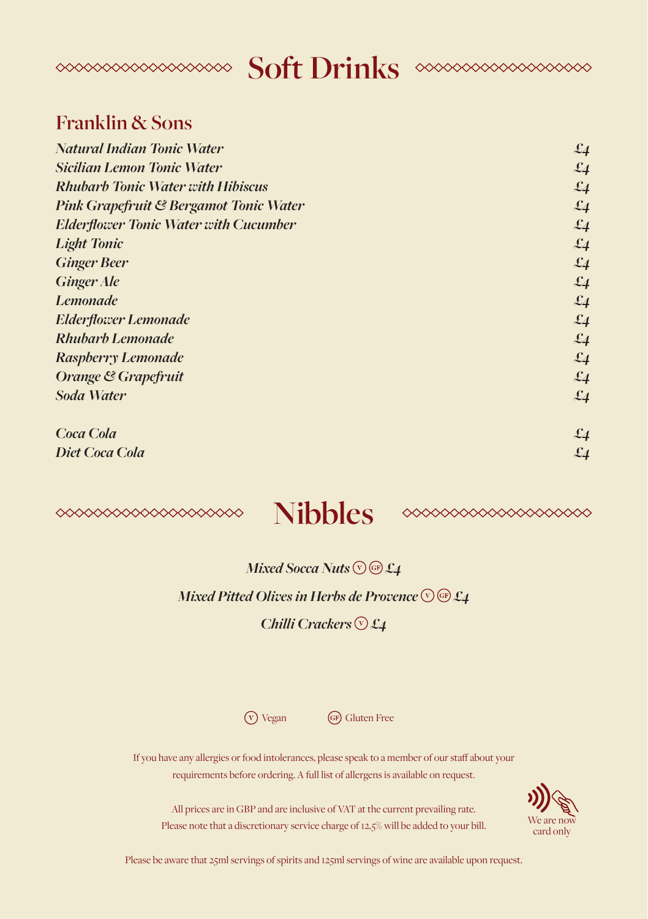# Soft Drinks

## Franklin & Sons

| | |
|---|---|
| *Natural Indian Tonic Water* | £4 |
| *Sicilian Lemon Tonic Water* | £4 |
| *Rhubarb Tonic Water with Hibiscus* | £4 |
| *Pink Grapefruit & Bergamot Tonic Water* | £4 |
| *Elderflower Tonic Water with Cucumber* | £4 |
| *Light Tonic* | £4 |
| *Ginger Beer* | £4 |
| *Ginger Ale* | £4 |
| *Lemonade* | £4 |
| *Elderflower Lemonade* | £4 |
| *Rhubarb Lemonade* | £4 |
| *Raspberry Lemonade* | £4 |
| *Orange & Grapefruit* | £4 |
| *Soda Water* | £4 |
| *Coca Cola* | £4 |
| *Diet Coca Cola* | £4 |

# Nibbles

*Mixed Socca Nuts* (V) (GF) £4

*Mixed Pitted Olives in Herbs de Provence* (V) (GF) £4

*Chilli Crackers* (V) £4

(V) Vegan (GF) Gluten Free

If you have any allergies or food intolerances, please speak to a member of our staff about your requirements before ordering. A full list of allergens is available on request.

All prices are in GBP and are inclusive of VAT at the current prevailing rate.
Please note that a discretionary service charge of 12.5% will be added to your bill.

We are now card only

Please be aware that 25ml servings of spirits and 125ml servings of wine are available upon request.